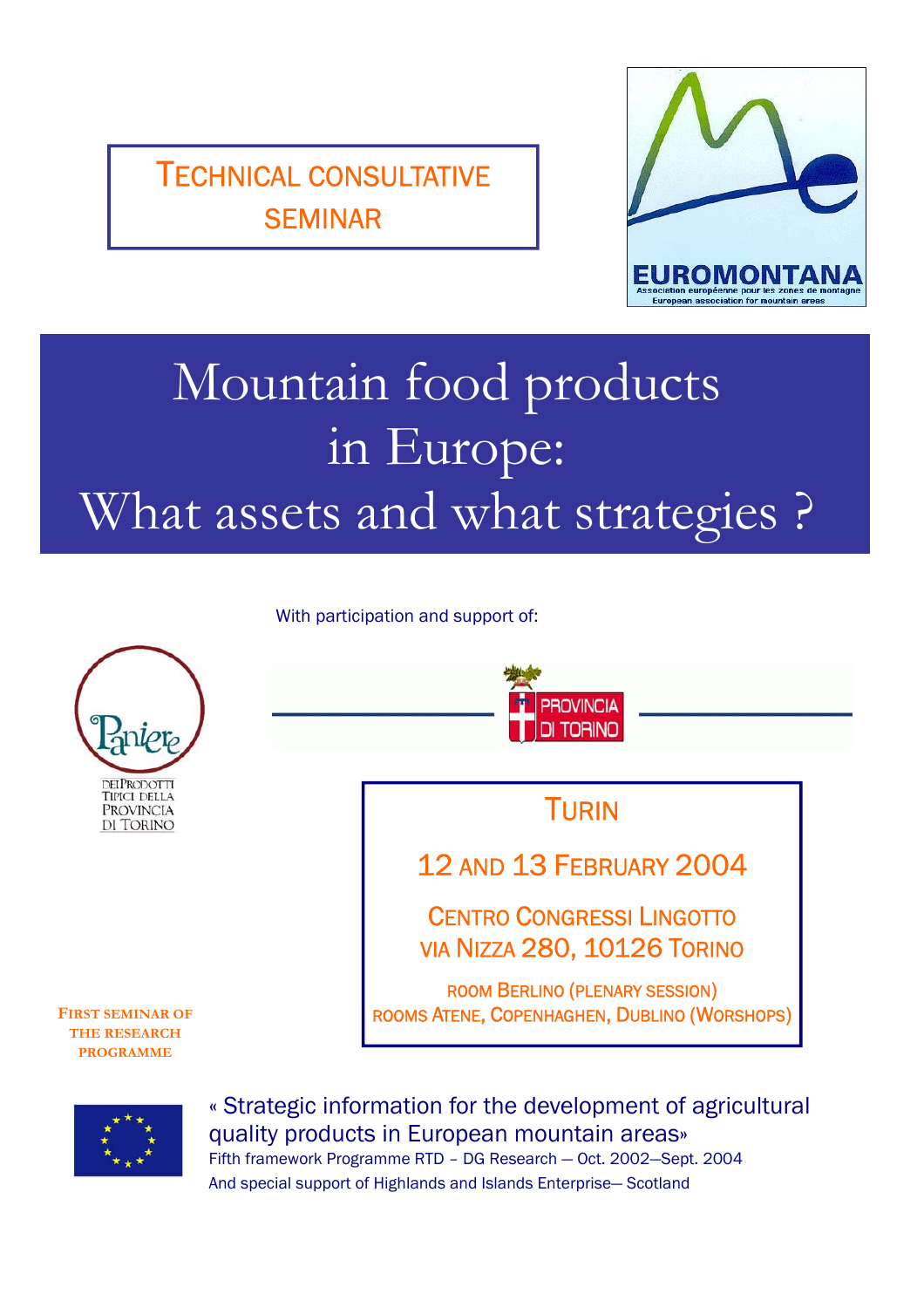TECHNICAL CONSULTATIVE SEMINAR

EUROMONTANA
Association européenne pour les zones de montagne
European association for mountain areas

# Mountain food products in Europe: What assets and what strategies ?

With participation and support of:

Paniere dei Prodotti Tipici della Provincia di Torino

PROVINCIA DI TORINO

TURIN

12 AND 13 FEBRUARY 2004

CENTRO CONGRESSI LINGOTTO
VIA NIZZA 280, 10126 TORINO

ROOM BERLINO (PLENARY SESSION)
ROOMS ATENE, COPENHAGEN, DUBLINO (WORSHOPS)

**FIRST SEMINAR OF THE RESEARCH PROGRAMME**

« Strategic information for the development of agricultural quality products in European mountain areas»
Fifth framework Programme RTD – DG Research — Oct. 2002—Sept. 2004
And special support of Highlands and Islands Enterprise— Scotland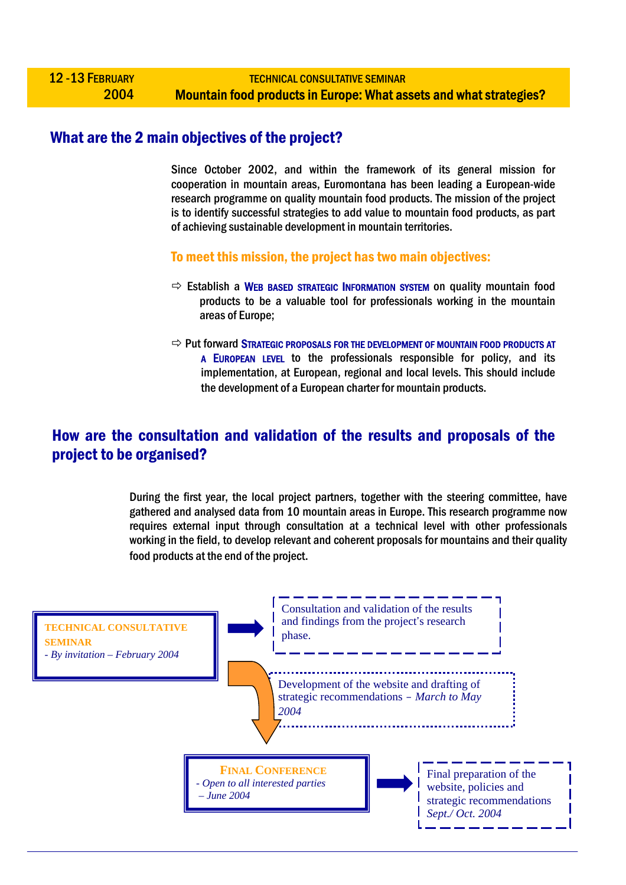12 -13 FEBRUARY 2004 — TECHNICAL CONSULTATIVE SEMINAR

**Mountain food products in Europe: What assets and what strategies?**

## What are the 2 main objectives of the project?

Since October 2002, and within the framework of its general mission for cooperation in mountain areas, Euromontana has been leading a European-wide research programme on quality mountain food products. The mission of the project is to identify successful strategies to add value to mountain food products, as part of achieving sustainable development in mountain territories.

### To meet this mission, the project has two main objectives:

- ⇨ Establish a **WEB BASED STRATEGIC INFORMATION SYSTEM** on quality mountain food products to be a valuable tool for professionals working in the mountain areas of Europe;
- ⇨ Put forward **STRATEGIC PROPOSALS FOR THE DEVELOPMENT OF MOUNTAIN FOOD PRODUCTS AT A EUROPEAN LEVEL** to the professionals responsible for policy, and its implementation, at European, regional and local levels. This should include the development of a European charter for mountain products.

## How are the consultation and validation of the results and proposals of the project to be organised?

During the first year, the local project partners, together with the steering committee, have gathered and analysed data from 10 mountain areas in Europe. This research programme now requires external input through consultation at a technical level with other professionals working in the field, to develop relevant and coherent proposals for mountains and their quality food products at the end of the project.

**TECHNICAL CONSULTATIVE SEMINAR**
*- By invitation – February 2004*

→ Consultation and validation of the results and findings from the project's research phase.

→ Development of the website and drafting of strategic recommendations – *March to May 2004*

**FINAL CONFERENCE**
*- Open to all interested parties – June 2004*

→ Final preparation of the website, policies and strategic recommendations *Sept./ Oct. 2004*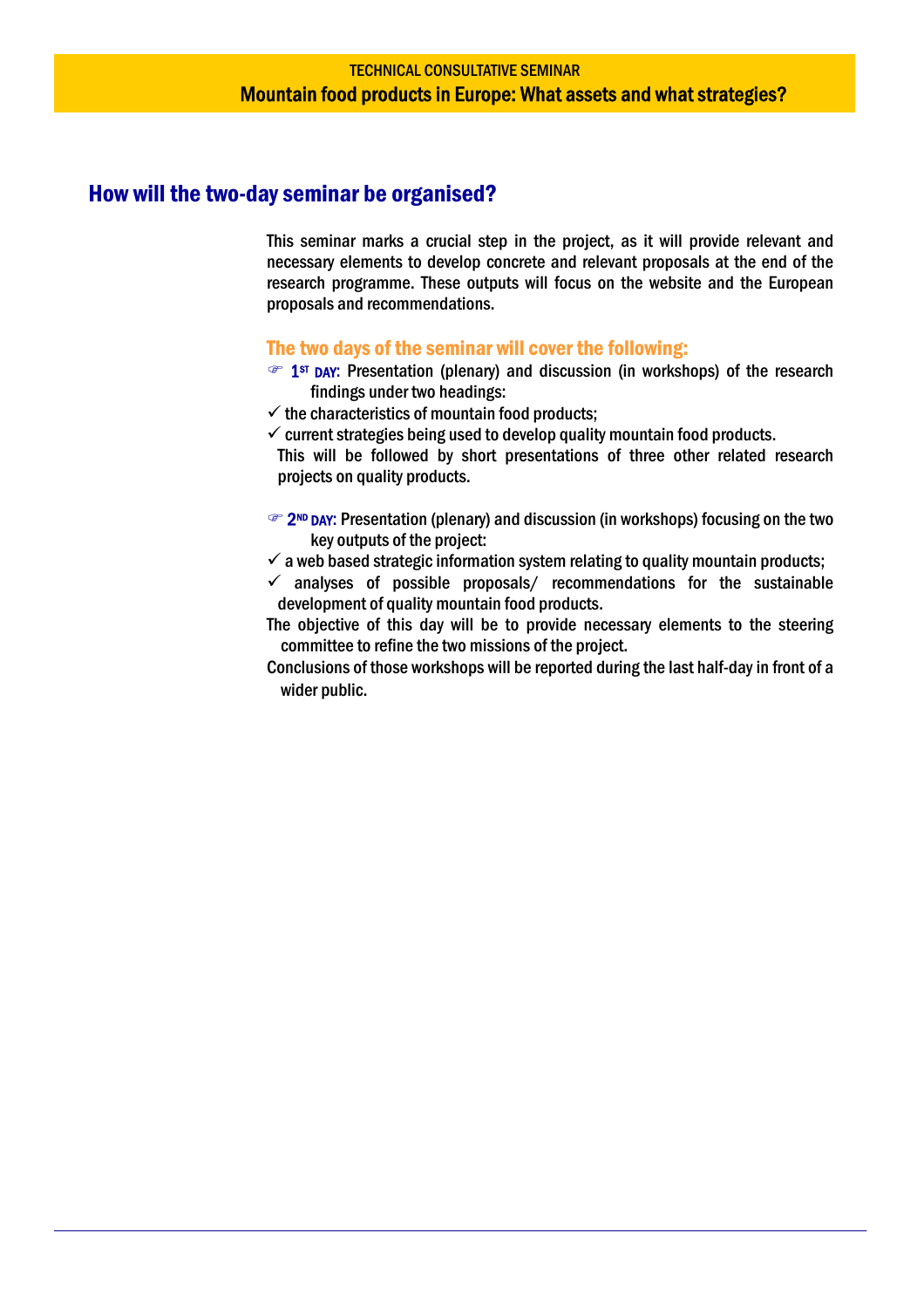## How will the two-day seminar be organised?

This seminar marks a crucial step in the project, as it will provide relevant and necessary elements to develop concrete and relevant proposals at the end of the research programme. These outputs will focus on the website and the European proposals and recommendations.

### The two days of the seminar will cover the following:

☞ **1ST DAY**: Presentation (plenary) and discussion (in workshops) of the research findings under two headings:

- ✓ the characteristics of mountain food products;
- ✓ current strategies being used to develop quality mountain food products.

This will be followed by short presentations of three other related research projects on quality products.

☞ **2ND DAY**: Presentation (plenary) and discussion (in workshops) focusing on the two key outputs of the project:

- ✓ a web based strategic information system relating to quality mountain products;
- ✓ analyses of possible proposals/ recommendations for the sustainable development of quality mountain food products.

The objective of this day will be to provide necessary elements to the steering committee to refine the two missions of the project.

Conclusions of those workshops will be reported during the last half-day in front of a wider public.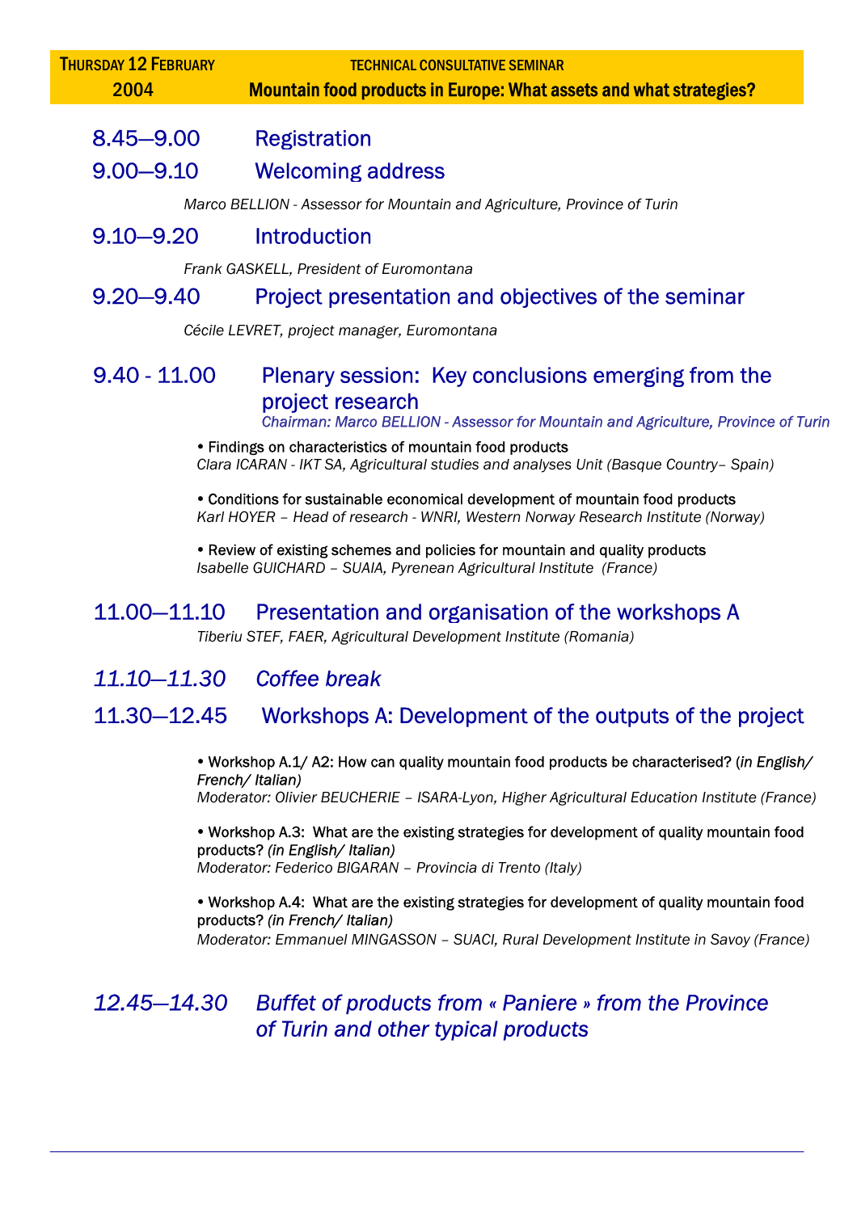**THURSDAY 12 FEBRUARY 2004** — **TECHNICAL CONSULTATIVE SEMINAR**

**Mountain food products in Europe: What assets and what strategies?**

## 8.45—9.00 Registration

## 9.00—9.10 Welcoming address

*Marco BELLION - Assessor for Mountain and Agriculture, Province of Turin*

## 9.10—9.20 Introduction

*Frank GASKELL, President of Euromontana*

## 9.20—9.40 Project presentation and objectives of the seminar

*Cécile LEVRET, project manager, Euromontana*

## 9.40 - 11.00 Plenary session: Key conclusions emerging from the project research

*Chairman: Marco BELLION - Assessor for Mountain and Agriculture, Province of Turin*

- Findings on characteristics of mountain food products
  *Clara ICARAN - IKT SA, Agricultural studies and analyses Unit (Basque Country– Spain)*

- Conditions for sustainable economical development of mountain food products
  *Karl HOYER – Head of research - WNRI, Western Norway Research Institute (Norway)*

- Review of existing schemes and policies for mountain and quality products
  *Isabelle GUICHARD – SUAIA, Pyrenean Agricultural Institute (France)*

## 11.00—11.10 Presentation and organisation of the workshops A

*Tiberiu STEF, FAER, Agricultural Development Institute (Romania)*

## *11.10—11.30 Coffee break*

## 11.30—12.45 Workshops A: Development of the outputs of the project

- Workshop A.1/ A2: How can quality mountain food products be characterised? (*in English/ French/ Italian)*
  *Moderator: Olivier BEUCHERIE – ISARA-Lyon, Higher Agricultural Education Institute (France)*

- Workshop A.3: What are the existing strategies for development of quality mountain food products? *(in English/ Italian)*
  *Moderator: Federico BIGARAN – Provincia di Trento (Italy)*

- Workshop A.4: What are the existing strategies for development of quality mountain food products? *(in French/ Italian)*
  *Moderator: Emmanuel MINGASSON – SUACI, Rural Development Institute in Savoy (France)*

## *12.45—14.30 Buffet of products from « Paniere » from the Province of Turin and other typical products*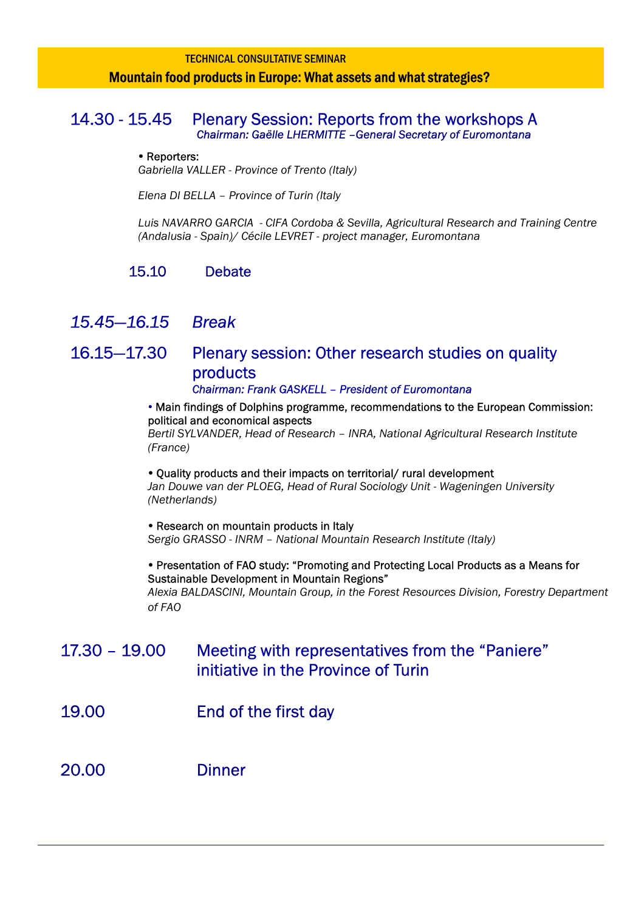TECHNICAL CONSULTATIVE SEMINAR

**Mountain food products in Europe: What assets and what strategies?**

## 14.30 - 15.45 Plenary Session: Reports from the workshops A

*Chairman: Gaëlle LHERMITTE –General Secretary of Euromontana*

• Reporters:

*Gabriella VALLER - Province of Trento (Italy)*

*Elena DI BELLA – Province of Turin (Italy*

*Luis NAVARRO GARCIA - CIFA Cordoba & Sevilla, Agricultural Research and Training Centre (Andalusia - Spain)/ Cécile LEVRET - project manager, Euromontana*

### 15.10 Debate

## *15.45—16.15 Break*

## 16.15—17.30 Plenary session: Other research studies on quality products

*Chairman: Frank GASKELL – President of Euromontana*

• Main findings of Dolphins programme, recommendations to the European Commission: political and economical aspects
*Bertil SYLVANDER, Head of Research – INRA, National Agricultural Research Institute (France)*

• Quality products and their impacts on territorial/ rural development
*Jan Douwe van der PLOEG, Head of Rural Sociology Unit - Wageningen University (Netherlands)*

• Research on mountain products in Italy
*Sergio GRASSO - INRM – National Mountain Research Institute (Italy)*

• Presentation of FAO study: "Promoting and Protecting Local Products as a Means for Sustainable Development in Mountain Regions"
*Alexia BALDASCINI, Mountain Group, in the Forest Resources Division, Forestry Department of FAO*

## 17.30 – 19.00 Meeting with representatives from the "Paniere" initiative in the Province of Turin

## 19.00 End of the first day

## 20.00 Dinner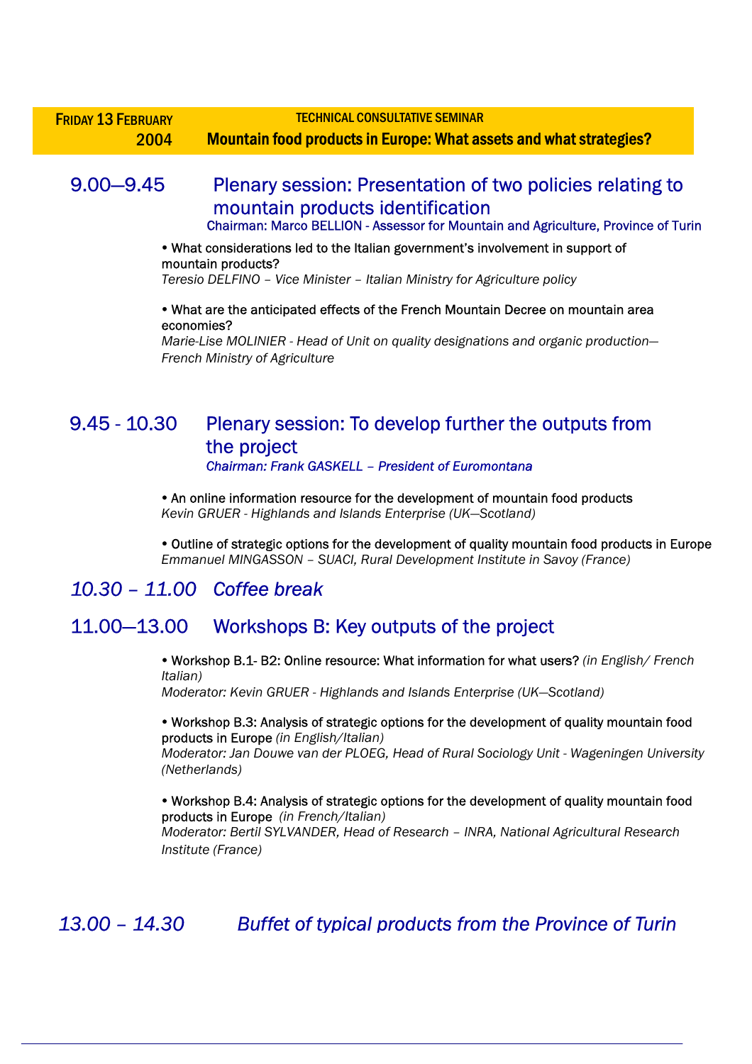**FRIDAY 13 FEBRUARY 2004** — TECHNICAL CONSULTATIVE SEMINAR

**Mountain food products in Europe: What assets and what strategies?**

## 9.00—9.45 Plenary session: Presentation of two policies relating to mountain products identification

Chairman: Marco BELLION - Assessor for Mountain and Agriculture, Province of Turin

- What considerations led to the Italian government's involvement in support of mountain products?
  *Teresio DELFINO – Vice Minister – Italian Ministry for Agriculture policy*

- What are the anticipated effects of the French Mountain Decree on mountain area economies?
  *Marie-Lise MOLINIER - Head of Unit on quality designations and organic production—French Ministry of Agriculture*

## 9.45 - 10.30 Plenary session: To develop further the outputs from the project

*Chairman: Frank GASKELL – President of Euromontana*

- An online information resource for the development of mountain food products
  *Kevin GRUER - Highlands and Islands Enterprise (UK—Scotland)*

- Outline of strategic options for the development of quality mountain food products in Europe
  *Emmanuel MINGASSON – SUACI, Rural Development Institute in Savoy (France)*

## *10.30 – 11.00 Coffee break*

## 11.00—13.00 Workshops B: Key outputs of the project

- Workshop B.1- B2: Online resource: What information for what users? *(in English/ French Italian)*
  *Moderator: Kevin GRUER - Highlands and Islands Enterprise (UK—Scotland)*

- Workshop B.3: Analysis of strategic options for the development of quality mountain food products in Europe *(in English/Italian)*
  *Moderator: Jan Douwe van der PLOEG, Head of Rural Sociology Unit - Wageningen University (Netherlands)*

- Workshop B.4: Analysis of strategic options for the development of quality mountain food products in Europe *(in French/Italian)*
  *Moderator: Bertil SYLVANDER, Head of Research – INRA, National Agricultural Research Institute (France)*

## *13.00 – 14.30 Buffet of typical products from the Province of Turin*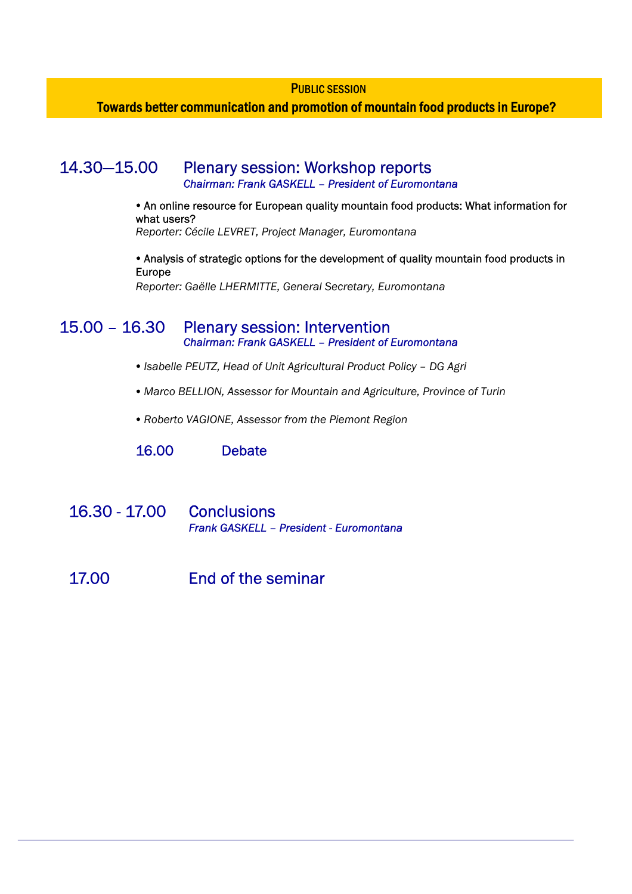## Public session

## Towards better communication and promotion of mountain food products in Europe?

### 14.30—15.00 Plenary session: Workshop reports

*Chairman: Frank GASKELL – President of Euromontana*

• An online resource for European quality mountain food products: What information for what users?
*Reporter: Cécile LEVRET, Project Manager, Euromontana*

• Analysis of strategic options for the development of quality mountain food products in Europe
*Reporter: Gaëlle LHERMITTE, General Secretary, Euromontana*

### 15.00 – 16.30 Plenary session: Intervention

*Chairman: Frank GASKELL – President of Euromontana*

• *Isabelle PEUTZ, Head of Unit Agricultural Product Policy – DG Agri*

• *Marco BELLION, Assessor for Mountain and Agriculture, Province of Turin*

• *Roberto VAGIONE, Assessor from the Piemont Region*

16.00 Debate

### 16.30 - 17.00 Conclusions

*Frank GASKELL – President - Euromontana*

### 17.00 End of the seminar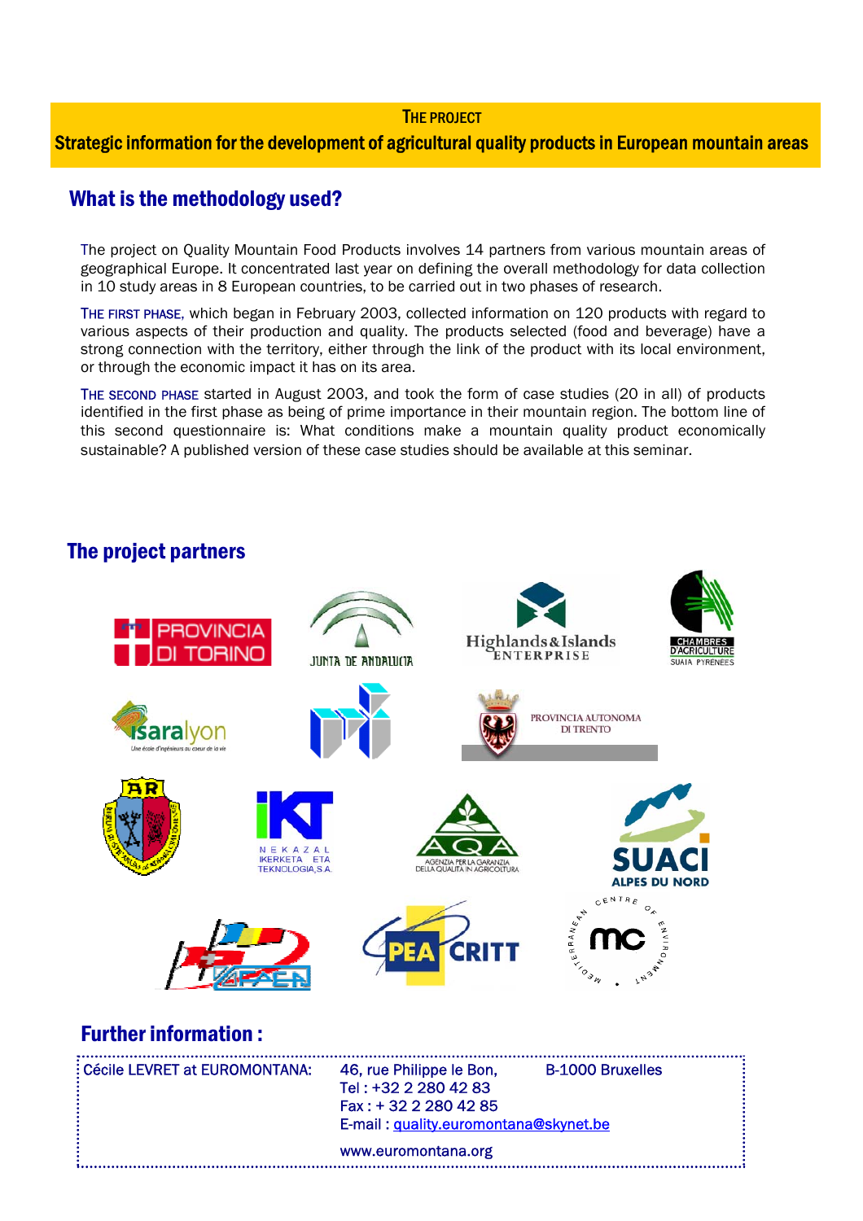THE PROJECT

**Strategic information for the development of agricultural quality products in European mountain areas**

## What is the methodology used?

The project on Quality Mountain Food Products involves 14 partners from various mountain areas of geographical Europe. It concentrated last year on defining the overall methodology for data collection in 10 study areas in 8 European countries, to be carried out in two phases of research.

THE FIRST PHASE, which began in February 2003, collected information on 120 products with regard to various aspects of their production and quality. The products selected (food and beverage) have a strong connection with the territory, either through the link of the product with its local environment, or through the economic impact it has on its area.

THE SECOND PHASE started in August 2003, and took the form of case studies (20 in all) of products identified in the first phase as being of prime importance in their mountain region. The bottom line of this second questionnaire is: What conditions make a mountain quality product economically sustainable? A published version of these case studies should be available at this seminar.

## The project partners

PROVINCIA DI TORINO

JUNTA DE ANDALUCIA

Highlands & Islands ENTERPRISE

CHAMBRES D'AGRICULTURE SUAIA PYRENEES

isaralyon
Une école d'ingénieurs au cœur de la vie

PROVINCIA AUTONOMA DI TRENTO

IKT
NEKAZAL IKERKETA ETA TEKNOLOGIA, S.A.

AQA
AGENZIA PER LA GARANZIA DELLA QUALITÀ IN AGRICOLTURA

SUACI ALPES DU NORD

ZAFEN

PEA CRITT

MC
MEDITERRANEAN CENTRE OF ENVIRONMENT

## Further information :

Cécile LEVRET at EUROMONTANA: 46, rue Philippe le Bon, B-1000 Bruxelles
Tel : +32 2 280 42 83
Fax : + 32 2 280 42 85
E-mail : quality.euromontana@skynet.be

www.euromontana.org